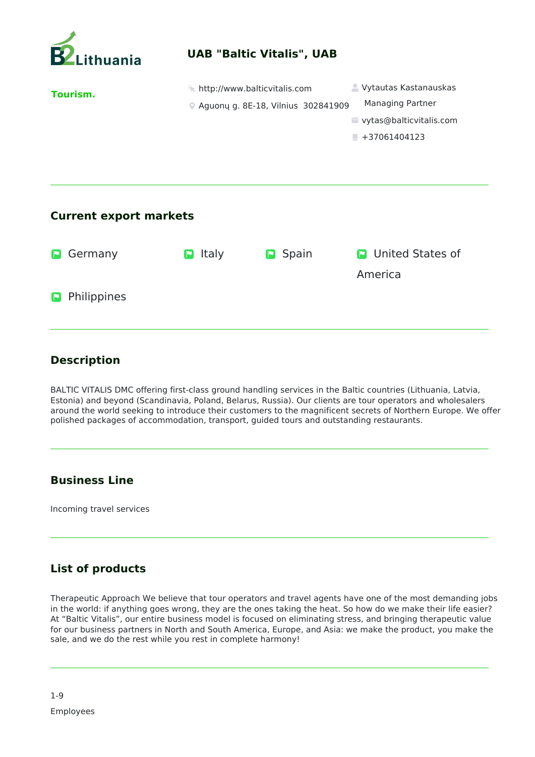# UAB "Baltic Vitalis", UAB

**Tourism.**

http://www.balticvitalis.com

Aguonų g. 8E-18, Vilnius 302841909

Vytautas Kastanauskas

Managing Partner

vytas@balticvitalis.com

+37061404123

## Current export markets

- Germany
- Italy
- Spain
- United States of America
- Philippines

## Description

BALTIC VITALIS DMC offering first-class ground handling services in the Baltic countries (Lithuania, Latvia, Estonia) and beyond (Scandinavia, Poland, Belarus, Russia). Our clients are tour operators and wholesalers around the world seeking to introduce their customers to the magnificent secrets of Northern Europe. We offer polished packages of accommodation, transport, guided tours and outstanding restaurants.

## Business Line

Incoming travel services

## List of products

Therapeutic Approach We believe that tour operators and travel agents have one of the most demanding jobs in the world: if anything goes wrong, they are the ones taking the heat. So how do we make their life easier? At "Baltic Vitalis", our entire business model is focused on eliminating stress, and bringing therapeutic value for our business partners in North and South America, Europe, and Asia: we make the product, you make the sale, and we do the rest while you rest in complete harmony!

1-9

Employees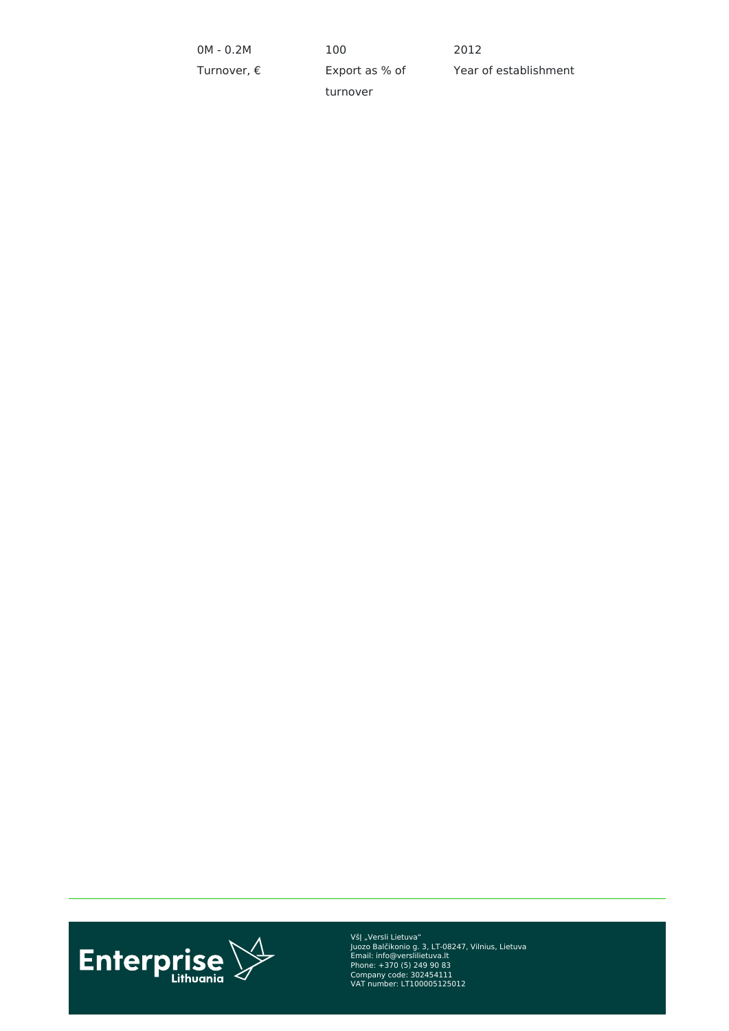| | | |
|---|---|---|
| 0M - 0.2M | 100 | 2012 |
| Turnover, € | Export as % of turnover | Year of establishment |